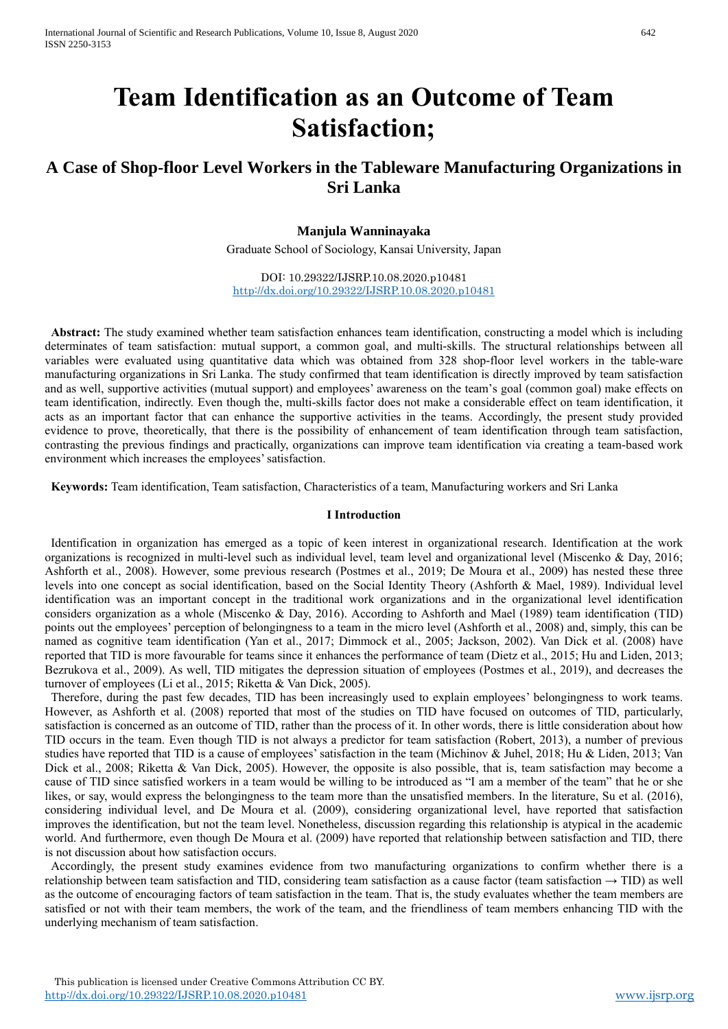# Team Identification as an Outcome of Team Satisfaction;

## A Case of Shop-floor Level Workers in the Tableware Manufacturing Organizations in Sri Lanka

**Manjula Wanninayaka**

Graduate School of Sociology, Kansai University, Japan

DOI: 10.29322/IJSRP.10.08.2020.p10481
http://dx.doi.org/10.29322/IJSRP.10.08.2020.p10481

**Abstract:** The study examined whether team satisfaction enhances team identification, constructing a model which is including determinates of team satisfaction: mutual support, a common goal, and multi-skills. The structural relationships between all variables were evaluated using quantitative data which was obtained from 328 shop-floor level workers in the table-ware manufacturing organizations in Sri Lanka. The study confirmed that team identification is directly improved by team satisfaction and as well, supportive activities (mutual support) and employees' awareness on the team's goal (common goal) make effects on team identification, indirectly. Even though the, multi-skills factor does not make a considerable effect on team identification, it acts as an important factor that can enhance the supportive activities in the teams. Accordingly, the present study provided evidence to prove, theoretically, that there is the possibility of enhancement of team identification through team satisfaction, contrasting the previous findings and practically, organizations can improve team identification via creating a team-based work environment which increases the employees' satisfaction.

**Keywords:** Team identification, Team satisfaction, Characteristics of a team, Manufacturing workers and Sri Lanka

### I Introduction

Identification in organization has emerged as a topic of keen interest in organizational research. Identification at the work organizations is recognized in multi-level such as individual level, team level and organizational level (Miscenko & Day, 2016; Ashforth et al., 2008). However, some previous research (Postmes et al., 2019; De Moura et al., 2009) has nested these three levels into one concept as social identification, based on the Social Identity Theory (Ashforth & Mael, 1989). Individual level identification was an important concept in the traditional work organizations and in the organizational level identification considers organization as a whole (Miscenko & Day, 2016). According to Ashforth and Mael (1989) team identification (TID) points out the employees' perception of belongingness to a team in the micro level (Ashforth et al., 2008) and, simply, this can be named as cognitive team identification (Yan et al., 2017; Dimmock et al., 2005; Jackson, 2002). Van Dick et al. (2008) have reported that TID is more favourable for teams since it enhances the performance of team (Dietz et al., 2015; Hu and Liden, 2013; Bezrukova et al., 2009). As well, TID mitigates the depression situation of employees (Postmes et al., 2019), and decreases the turnover of employees (Li et al., 2015; Riketta & Van Dick, 2005).

Therefore, during the past few decades, TID has been increasingly used to explain employees' belongingness to work teams. However, as Ashforth et al. (2008) reported that most of the studies on TID have focused on outcomes of TID, particularly, satisfaction is concerned as an outcome of TID, rather than the process of it. In other words, there is little consideration about how TID occurs in the team. Even though TID is not always a predictor for team satisfaction (Robert, 2013), a number of previous studies have reported that TID is a cause of employees' satisfaction in the team (Michinov & Juhel, 2018; Hu & Liden, 2013; Van Dick et al., 2008; Riketta & Van Dick, 2005). However, the opposite is also possible, that is, team satisfaction may become a cause of TID since satisfied workers in a team would be willing to be introduced as "I am a member of the team" that he or she likes, or say, would express the belongingness to the team more than the unsatisfied members. In the literature, Su et al. (2016), considering individual level, and De Moura et al. (2009), considering organizational level, have reported that satisfaction improves the identification, but not the team level. Nonetheless, discussion regarding this relationship is atypical in the academic world. And furthermore, even though De Moura et al. (2009) have reported that relationship between satisfaction and TID, there is not discussion about how satisfaction occurs.

Accordingly, the present study examines evidence from two manufacturing organizations to confirm whether there is a relationship between team satisfaction and TID, considering team satisfaction as a cause factor (team satisfaction → TID) as well as the outcome of encouraging factors of team satisfaction in the team. That is, the study evaluates whether the team members are satisfied or not with their team members, the work of the team, and the friendliness of team members enhancing TID with the underlying mechanism of team satisfaction.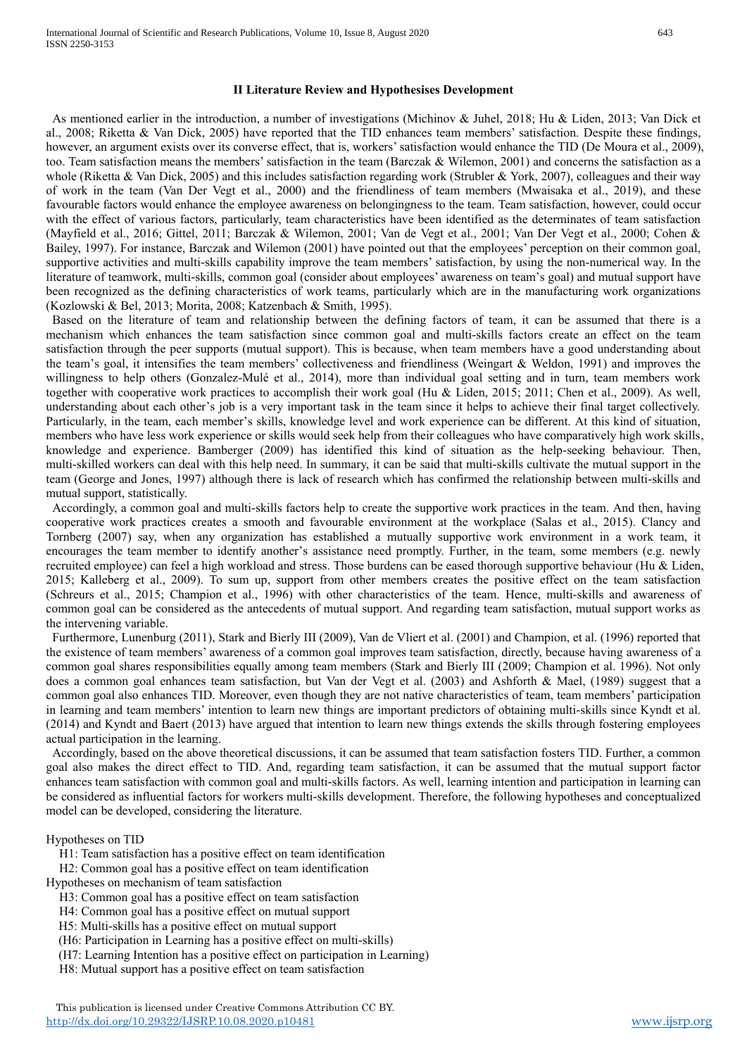## II Literature Review and Hypothesises Development

As mentioned earlier in the introduction, a number of investigations (Michinov & Juhel, 2018; Hu & Liden, 2013; Van Dick et al., 2008; Riketta & Van Dick, 2005) have reported that the TID enhances team members' satisfaction. Despite these findings, however, an argument exists over its converse effect, that is, workers' satisfaction would enhance the TID (De Moura et al., 2009), too. Team satisfaction means the members' satisfaction in the team (Barczak & Wilemon, 2001) and concerns the satisfaction as a whole (Riketta & Van Dick, 2005) and this includes satisfaction regarding work (Strubler & York, 2007), colleagues and their way of work in the team (Van Der Vegt et al., 2000) and the friendliness of team members (Mwaisaka et al., 2019), and these favourable factors would enhance the employee awareness on belongingness to the team. Team satisfaction, however, could occur with the effect of various factors, particularly, team characteristics have been identified as the determinates of team satisfaction (Mayfield et al., 2016; Gittel, 2011; Barczak & Wilemon, 2001; Van de Vegt et al., 2001; Van Der Vegt et al., 2000; Cohen & Bailey, 1997). For instance, Barczak and Wilemon (2001) have pointed out that the employees' perception on their common goal, supportive activities and multi-skills capability improve the team members' satisfaction, by using the non-numerical way. In the literature of teamwork, multi-skills, common goal (consider about employees' awareness on team's goal) and mutual support have been recognized as the defining characteristics of work teams, particularly which are in the manufacturing work organizations (Kozlowski & Bel, 2013; Morita, 2008; Katzenbach & Smith, 1995).

Based on the literature of team and relationship between the defining factors of team, it can be assumed that there is a mechanism which enhances the team satisfaction since common goal and multi-skills factors create an effect on the team satisfaction through the peer supports (mutual support). This is because, when team members have a good understanding about the team's goal, it intensifies the team members' collectiveness and friendliness (Weingart & Weldon, 1991) and improves the willingness to help others (Gonzalez-Mulé et al., 2014), more than individual goal setting and in turn, team members work together with cooperative work practices to accomplish their work goal (Hu & Liden, 2015; 2011; Chen et al., 2009). As well, understanding about each other's job is a very important task in the team since it helps to achieve their final target collectively. Particularly, in the team, each member's skills, knowledge level and work experience can be different. At this kind of situation, members who have less work experience or skills would seek help from their colleagues who have comparatively high work skills, knowledge and experience. Bamberger (2009) has identified this kind of situation as the help-seeking behaviour. Then, multi-skilled workers can deal with this help need. In summary, it can be said that multi-skills cultivate the mutual support in the team (George and Jones, 1997) although there is lack of research which has confirmed the relationship between multi-skills and mutual support, statistically.

Accordingly, a common goal and multi-skills factors help to create the supportive work practices in the team. And then, having cooperative work practices creates a smooth and favourable environment at the workplace (Salas et al., 2015). Clancy and Tornberg (2007) say, when any organization has established a mutually supportive work environment in a work team, it encourages the team member to identify another's assistance need promptly. Further, in the team, some members (e.g. newly recruited employee) can feel a high workload and stress. Those burdens can be eased thorough supportive behaviour (Hu & Liden, 2015; Kalleberg et al., 2009). To sum up, support from other members creates the positive effect on the team satisfaction (Schreurs et al., 2015; Champion et al., 1996) with other characteristics of the team. Hence, multi-skills and awareness of common goal can be considered as the antecedents of mutual support. And regarding team satisfaction, mutual support works as the intervening variable.

Furthermore, Lunenburg (2011), Stark and Bierly III (2009), Van de Vliert et al. (2001) and Champion, et al. (1996) reported that the existence of team members' awareness of a common goal improves team satisfaction, directly, because having awareness of a common goal shares responsibilities equally among team members (Stark and Bierly III (2009; Champion et al. 1996). Not only does a common goal enhances team satisfaction, but Van der Vegt et al. (2003) and Ashforth & Mael, (1989) suggest that a common goal also enhances TID. Moreover, even though they are not native characteristics of team, team members' participation in learning and team members' intention to learn new things are important predictors of obtaining multi-skills since Kyndt et al. (2014) and Kyndt and Baert (2013) have argued that intention to learn new things extends the skills through fostering employees actual participation in the learning.

Accordingly, based on the above theoretical discussions, it can be assumed that team satisfaction fosters TID. Further, a common goal also makes the direct effect to TID. And, regarding team satisfaction, it can be assumed that the mutual support factor enhances team satisfaction with common goal and multi-skills factors. As well, learning intention and participation in learning can be considered as influential factors for workers multi-skills development. Therefore, the following hypotheses and conceptualized model can be developed, considering the literature.

Hypotheses on TID

H1: Team satisfaction has a positive effect on team identification

H2: Common goal has a positive effect on team identification

Hypotheses on mechanism of team satisfaction

H3: Common goal has a positive effect on team satisfaction

H4: Common goal has a positive effect on mutual support

H5: Multi-skills has a positive effect on mutual support

(H6: Participation in Learning has a positive effect on multi-skills)

(H7: Learning Intention has a positive effect on participation in Learning)

H8: Mutual support has a positive effect on team satisfaction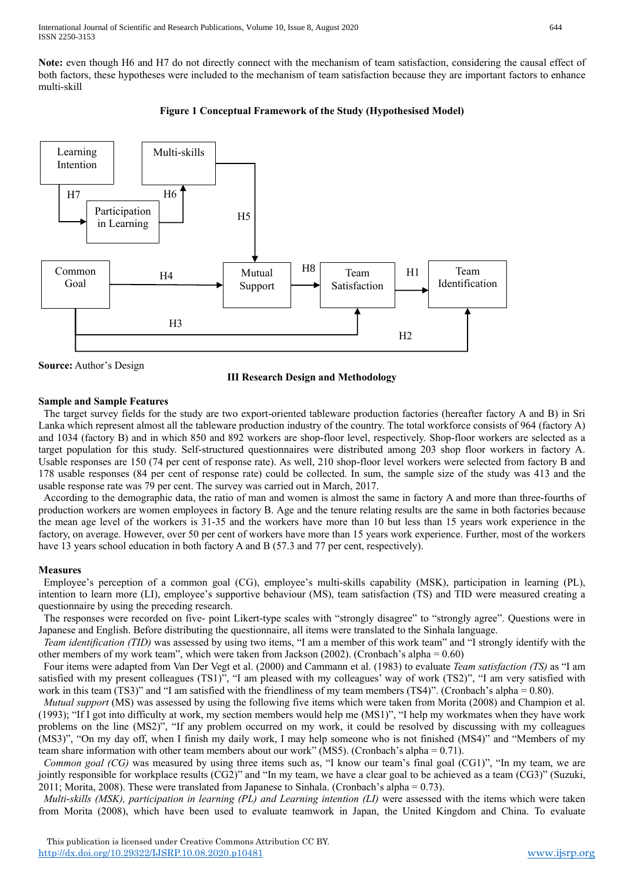**Note:** even though H6 and H7 do not directly connect with the mechanism of team satisfaction, considering the causal effect of both factors, these hypotheses were included to the mechanism of team satisfaction because they are important factors to enhance multi-skill

**Figure 1 Conceptual Framework of the Study (Hypothesised Model)**

Learning Intention → (H7) → Participation in Learning → (H6) → Multi-skills → (H5) → Mutual Support

Common Goal → (H4) → Mutual Support → (H8) → Team Satisfaction → (H1) → Team Identification

Common Goal → (H3) → Team Satisfaction

Common Goal → (H2) → Team Identification

**Source:** Author's Design

## III Research Design and Methodology

### Sample and Sample Features

The target survey fields for the study are two export-oriented tableware production factories (hereafter factory A and B) in Sri Lanka which represent almost all the tableware production industry of the country. The total workforce consists of 964 (factory A) and 1034 (factory B) and in which 850 and 892 workers are shop-floor level, respectively. Shop-floor workers are selected as a target population for this study. Self-structured questionnaires were distributed among 203 shop floor workers in factory A. Usable responses are 150 (74 per cent of response rate). As well, 210 shop-floor level workers were selected from factory B and 178 usable responses (84 per cent of response rate) could be collected. In sum, the sample size of the study was 413 and the usable response rate was 79 per cent. The survey was carried out in March, 2017.

According to the demographic data, the ratio of man and women is almost the same in factory A and more than three-fourths of production workers are women employees in factory B. Age and the tenure relating results are the same in both factories because the mean age level of the workers is 31-35 and the workers have more than 10 but less than 15 years work experience in the factory, on average. However, over 50 per cent of workers have more than 15 years work experience. Further, most of the workers have 13 years school education in both factory A and B (57.3 and 77 per cent, respectively).

### Measures

Employee's perception of a common goal (CG), employee's multi-skills capability (MSK), participation in learning (PL), intention to learn more (LI), employee's supportive behaviour (MS), team satisfaction (TS) and TID were measured creating a questionnaire by using the preceding research.

The responses were recorded on five- point Likert-type scales with "strongly disagree" to "strongly agree". Questions were in Japanese and English. Before distributing the questionnaire, all items were translated to the Sinhala language.

*Team identification (TID)* was assessed by using two items, "I am a member of this work team" and "I strongly identify with the other members of my work team", which were taken from Jackson (2002). (Cronbach's alpha = 0.60)

Four items were adapted from Van Der Vegt et al. (2000) and Cammann et al. (1983) to evaluate *Team satisfaction (TS)* as "I am satisfied with my present colleagues (TS1)", "I am pleased with my colleagues' way of work (TS2)", "I am very satisfied with work in this team (TS3)" and "I am satisfied with the friendliness of my team members (TS4)". (Cronbach's alpha = 0.80).

*Mutual support* (MS) was assessed by using the following five items which were taken from Morita (2008) and Champion et al. (1993); "If I got into difficulty at work, my section members would help me (MS1)", "I help my workmates when they have work problems on the line (MS2)", "If any problem occurred on my work, it could be resolved by discussing with my colleagues (MS3)", "On my day off, when I finish my daily work, I may help someone who is not finished (MS4)" and "Members of my team share information with other team members about our work" (MS5). (Cronbach's alpha = 0.71).

*Common goal (CG)* was measured by using three items such as, "I know our team's final goal (CG1)", "In my team, we are jointly responsible for workplace results (CG2)" and "In my team, we have a clear goal to be achieved as a team (CG3)" (Suzuki, 2011; Morita, 2008). These were translated from Japanese to Sinhala. (Cronbach's alpha = 0.73).

*Multi-skills (MSK), participation in learning (PL) and Learning intention (LI)* were assessed with the items which were taken from Morita (2008), which have been used to evaluate teamwork in Japan, the United Kingdom and China. To evaluate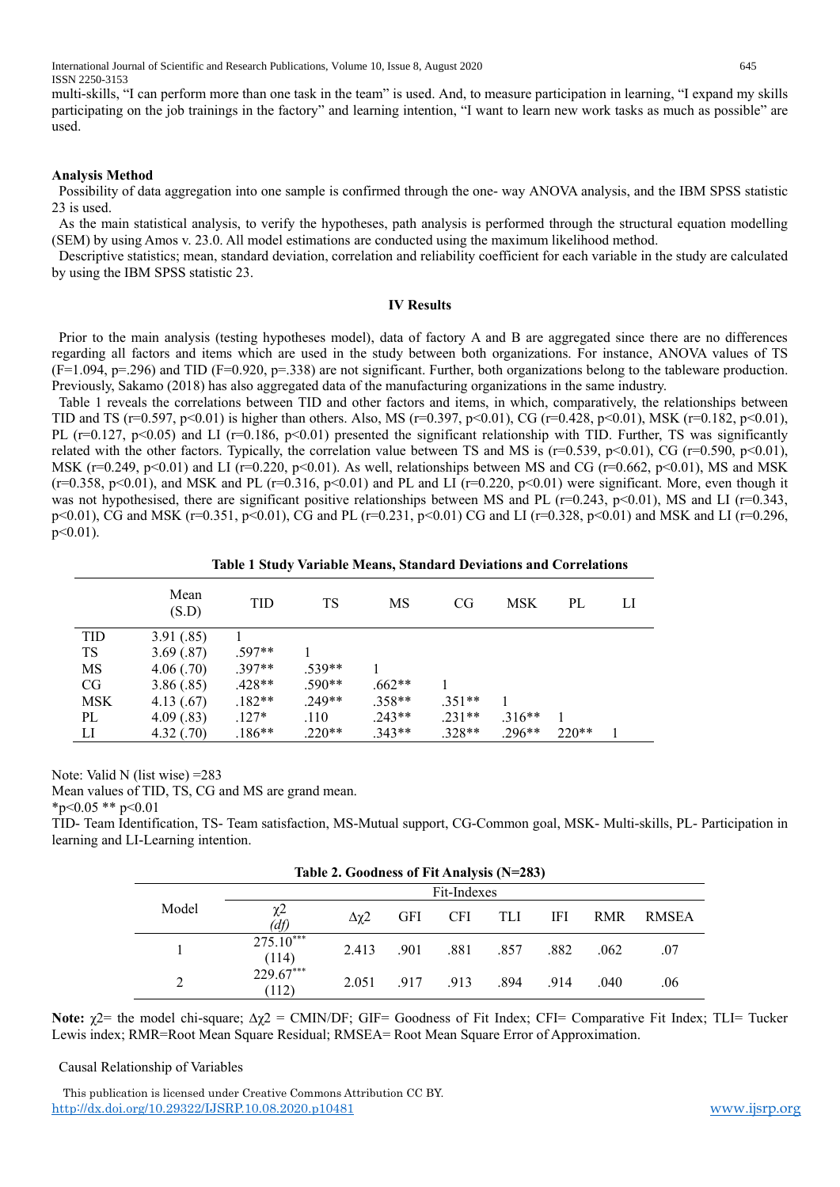multi-skills, "I can perform more than one task in the team" is used. And, to measure participation in learning, "I expand my skills participating on the job trainings in the factory" and learning intention, "I want to learn new work tasks as much as possible" are used.

## Analysis Method

Possibility of data aggregation into one sample is confirmed through the one- way ANOVA analysis, and the IBM SPSS statistic 23 is used.

As the main statistical analysis, to verify the hypotheses, path analysis is performed through the structural equation modelling (SEM) by using Amos v. 23.0. All model estimations are conducted using the maximum likelihood method.

Descriptive statistics; mean, standard deviation, correlation and reliability coefficient for each variable in the study are calculated by using the IBM SPSS statistic 23.

## IV Results

Prior to the main analysis (testing hypotheses model), data of factory A and B are aggregated since there are no differences regarding all factors and items which are used in the study between both organizations. For instance, ANOVA values of TS ($F=1.094$, $p=.296$) and TID ($F=0.920$, $p=.338$) are not significant. Further, both organizations belong to the tableware production. Previously, Sakamo (2018) has also aggregated data of the manufacturing organizations in the same industry.

Table 1 reveals the correlations between TID and other factors and items, in which, comparatively, the relationships between TID and TS ($r=0.597$, $p<0.01$) is higher than others. Also, MS ($r=0.397$, $p<0.01$), CG ($r=0.428$, $p<0.01$), MSK ($r=0.182$, $p<0.01$), PL ($r=0.127$, $p<0.05$) and LI ($r=0.186$, $p<0.01$) presented the significant relationship with TID. Further, TS was significantly related with the other factors. Typically, the correlation value between TS and MS is ($r=0.539$, $p<0.01$), CG ($r=0.590$, $p<0.01$), MSK ($r=0.249$, $p<0.01$) and LI ($r=0.220$, $p<0.01$). As well, relationships between MS and CG ($r=0.662$, $p<0.01$), MS and MSK ($r=0.358$, $p<0.01$), and MSK and PL ($r=0.316$, $p<0.01$) and PL and LI ($r=0.220$, $p<0.01$) were significant. More, even though it was not hypothesised, there are significant positive relationships between MS and PL ($r=0.243$, $p<0.01$), MS and LI ($r=0.343$, $p<0.01$), CG and MSK ($r=0.351$, $p<0.01$), CG and PL ($r=0.231$, $p<0.01$) CG and LI ($r=0.328$, $p<0.01$) and MSK and LI ($r=0.296$, $p<0.01$).

**Table 1 Study Variable Means, Standard Deviations and Correlations**

| | Mean (S.D) | TID | TS | MS | CG | MSK | PL | LI |
|---|---|---|---|---|---|---|---|---|
| TID | 3.91 (.85) | 1 | | | | | | |
| TS | 3.69 (.87) | .597** | 1 | | | | | |
| MS | 4.06 (.70) | .397** | .539** | 1 | | | | |
| CG | 3.86 (.85) | .428** | .590** | .662** | 1 | | | |
| MSK | 4.13 (.67) | .182** | .249** | .358** | .351** | 1 | | |
| PL | 4.09 (.83) | .127* | .110 | .243** | .231** | .316** | 1 | |
| LI | 4.32 (.70) | .186** | .220** | .343** | .328** | .296** | 220** | 1 |

Note: Valid N (list wise) =283

Mean values of TID, TS, CG and MS are grand mean.

*p<0.05 ** p<0.01

TID- Team Identification, TS- Team satisfaction, MS-Mutual support, CG-Common goal, MSK- Multi-skills, PL- Participation in learning and LI-Learning intention.

**Table 2. Goodness of Fit Analysis (N=283)**

| Model | Fit-Indexes | | | | | | | |
|---|---|---|---|---|---|---|---|---|
| | $\chi 2$ *(df)* | $\Delta\chi 2$ | GFI | CFI | TLI | IFI | RMR | RMSEA |
| 1 | $275.10^{***}$ (114) | 2.413 | .901 | .881 | .857 | .882 | .062 | .07 |
| 2 | $229.67^{***}$ (112) | 2.051 | .917 | .913 | .894 | .914 | .040 | .06 |

**Note:** $\chi 2$= the model chi-square; $\Delta\chi 2$ = CMIN/DF; GIF= Goodness of Fit Index; CFI= Comparative Fit Index; TLI= Tucker Lewis index; RMR=Root Mean Square Residual; RMSEA= Root Mean Square Error of Approximation.

Causal Relationship of Variables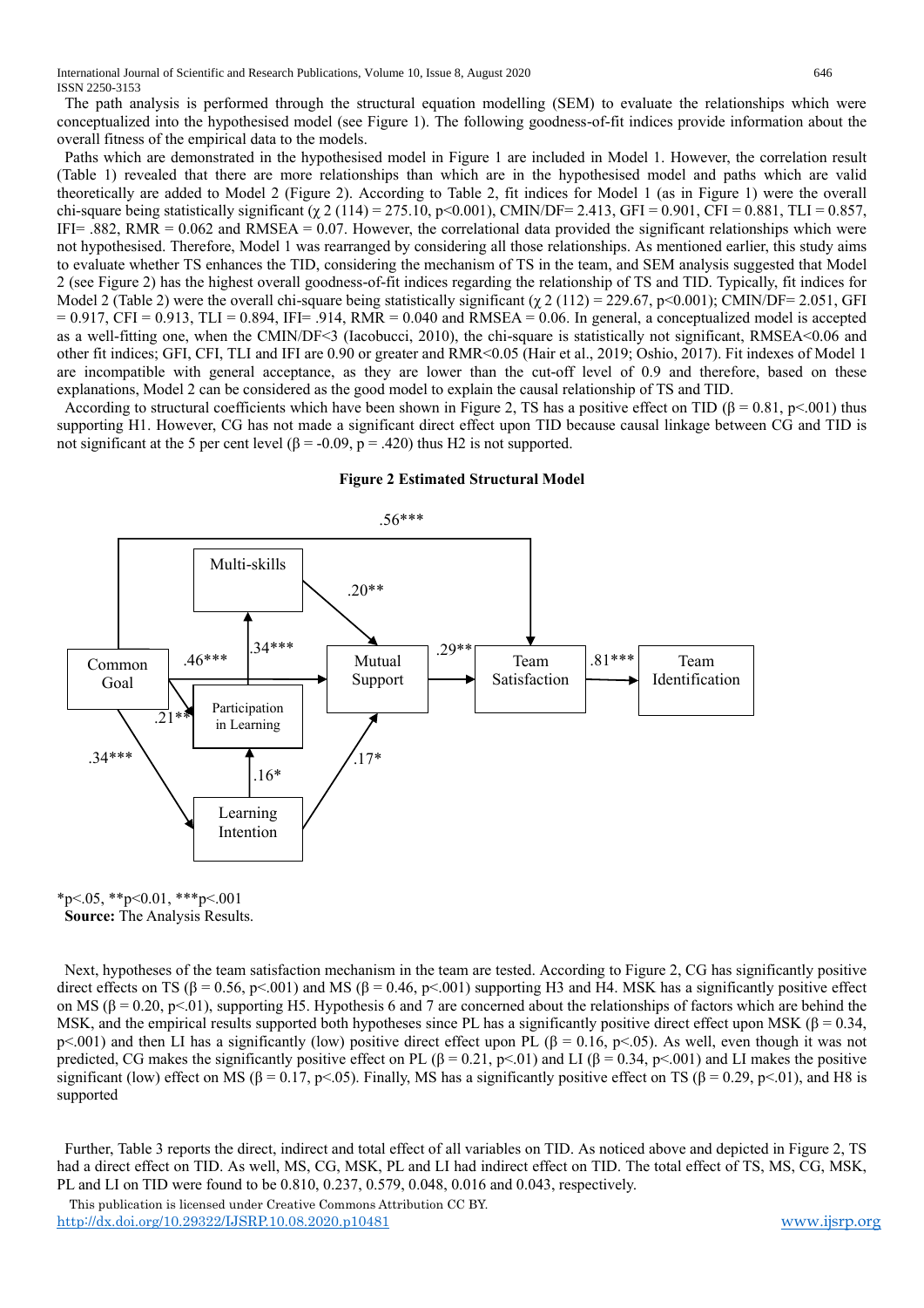The path analysis is performed through the structural equation modelling (SEM) to evaluate the relationships which were conceptualized into the hypothesised model (see Figure 1). The following goodness-of-fit indices provide information about the overall fitness of the empirical data to the models.

Paths which are demonstrated in the hypothesised model in Figure 1 are included in Model 1. However, the correlation result (Table 1) revealed that there are more relationships than which are in the hypothesised model and paths which are valid theoretically are added to Model 2 (Figure 2). According to Table 2, fit indices for Model 1 (as in Figure 1) were the overall chi-square being statistically significant ($\chi^2$ (114) = 275.10, p<0.001), CMIN/DF= 2.413, GFI = 0.901, CFI = 0.881, TLI = 0.857, IFI= .882, RMR = 0.062 and RMSEA = 0.07. However, the correlational data provided the significant relationships which were not hypothesised. Therefore, Model 1 was rearranged by considering all those relationships. As mentioned earlier, this study aims to evaluate whether TS enhances the TID, considering the mechanism of TS in the team, and SEM analysis suggested that Model 2 (see Figure 2) has the highest overall goodness-of-fit indices regarding the relationship of TS and TID. Typically, fit indices for Model 2 (Table 2) were the overall chi-square being statistically significant ($\chi^2$ (112) = 229.67, p<0.001); CMIN/DF= 2.051, GFI = 0.917, CFI = 0.913, TLI = 0.894, IFI= .914, RMR = 0.040 and RMSEA = 0.06. In general, a conceptualized model is accepted as a well-fitting one, when the CMIN/DF<3 (Iacobucci, 2010), the chi-square is statistically not significant, RMSEA<0.06 and other fit indices; GFI, CFI, TLI and IFI are 0.90 or greater and RMR<0.05 (Hair et al., 2019; Oshio, 2017). Fit indexes of Model 1 are incompatible with general acceptance, as they are lower than the cut-off level of 0.9 and therefore, based on these explanations, Model 2 can be considered as the good model to explain the causal relationship of TS and TID.

According to structural coefficients which have been shown in Figure 2, TS has a positive effect on TID (β = 0.81, p<.001) thus supporting H1. However, CG has not made a significant direct effect upon TID because causal linkage between CG and TID is not significant at the 5 per cent level (β = -0.09, p = .420) thus H2 is not supported.

**Figure 2 Estimated Structural Model**

\*p<.05, \*\*p<0.01, \*\*\*p<.001

**Source:** The Analysis Results.

Next, hypotheses of the team satisfaction mechanism in the team are tested. According to Figure 2, CG has significantly positive direct effects on TS (β = 0.56, p<.001) and MS (β = 0.46, p<.001) supporting H3 and H4. MSK has a significantly positive effect on MS (β = 0.20, p<.01), supporting H5. Hypothesis 6 and 7 are concerned about the relationships of factors which are behind the MSK, and the empirical results supported both hypotheses since PL has a significantly positive direct effect upon MSK (β = 0.34, p<.001) and then LI has a significantly (low) positive direct effect upon PL (β = 0.16, p<.05). As well, even though it was not predicted, CG makes the significantly positive effect on PL (β = 0.21, p<.01) and LI (β = 0.34, p<.001) and LI makes the positive significant (low) effect on MS (β = 0.17, p<.05). Finally, MS has a significantly positive effect on TS (β = 0.29, p<.01), and H8 is supported

Further, Table 3 reports the direct, indirect and total effect of all variables on TID. As noticed above and depicted in Figure 2, TS had a direct effect on TID. As well, MS, CG, MSK, PL and LI had indirect effect on TID. The total effect of TS, MS, CG, MSK, PL and LI on TID were found to be 0.810, 0.237, 0.579, 0.048, 0.016 and 0.043, respectively.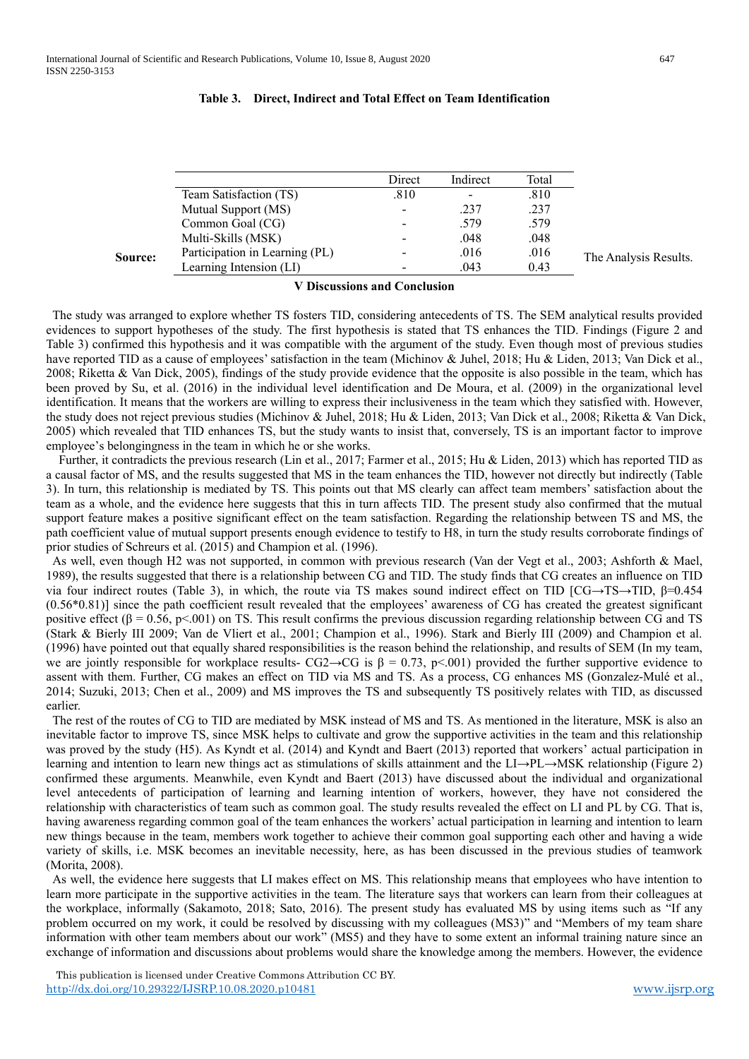**Table 3. Direct, Indirect and Total Effect on Team Identification**

| | Direct | Indirect | Total |
|---|---|---|---|
| Team Satisfaction (TS) | .810 | - | .810 |
| Mutual Support (MS) | - | .237 | .237 |
| Common Goal (CG) | - | .579 | .579 |
| Multi-Skills (MSK) | - | .048 | .048 |
| Participation in Learning (PL) | - | .016 | .016 |
| Learning Intension (LI) | - | .043 | 0.43 |

**Source:** The Analysis Results.

## V Discussions and Conclusion

The study was arranged to explore whether TS fosters TID, considering antecedents of TS. The SEM analytical results provided evidences to support hypotheses of the study. The first hypothesis is stated that TS enhances the TID. Findings (Figure 2 and Table 3) confirmed this hypothesis and it was compatible with the argument of the study. Even though most of previous studies have reported TID as a cause of employees' satisfaction in the team (Michinov & Juhel, 2018; Hu & Liden, 2013; Van Dick et al., 2008; Riketta & Van Dick, 2005), findings of the study provide evidence that the opposite is also possible in the team, which has been proved by Su, et al. (2016) in the individual level identification and De Moura, et al. (2009) in the organizational level identification. It means that the workers are willing to express their inclusiveness in the team which they satisfied with. However, the study does not reject previous studies (Michinov & Juhel, 2018; Hu & Liden, 2013; Van Dick et al., 2008; Riketta & Van Dick, 2005) which revealed that TID enhances TS, but the study wants to insist that, conversely, TS is an important factor to improve employee's belongingness in the team in which he or she works.

Further, it contradicts the previous research (Lin et al., 2017; Farmer et al., 2015; Hu & Liden, 2013) which has reported TID as a causal factor of MS, and the results suggested that MS in the team enhances the TID, however not directly but indirectly (Table 3). In turn, this relationship is mediated by TS. This points out that MS clearly can affect team members' satisfaction about the team as a whole, and the evidence here suggests that this in turn affects TID. The present study also confirmed that the mutual support feature makes a positive significant effect on the team satisfaction. Regarding the relationship between TS and MS, the path coefficient value of mutual support presents enough evidence to testify to H8, in turn the study results corroborate findings of prior studies of Schreurs et al. (2015) and Champion et al. (1996).

As well, even though H2 was not supported, in common with previous research (Van der Vegt et al., 2003; Ashforth & Mael, 1989), the results suggested that there is a relationship between CG and TID. The study finds that CG creates an influence on TID via four indirect routes (Table 3), in which, the route via TS makes sound indirect effect on TID [CG→TS→TID, $\beta$=0.454 (0.56*0.81)] since the path coefficient result revealed that the employees' awareness of CG has created the greatest significant positive effect ($\beta = 0.56$, $p<.001$) on TS. This result confirms the previous discussion regarding relationship between CG and TS (Stark & Bierly III 2009; Van de Vliert et al., 2001; Champion et al., 1996). Stark and Bierly III (2009) and Champion et al. (1996) have pointed out that equally shared responsibilities is the reason behind the relationship, and results of SEM (In my team, we are jointly responsible for workplace results- CG2→CG is $\beta = 0.73$, $p<.001$) provided the further supportive evidence to assent with them. Further, CG makes an effect on TID via MS and TS. As a process, CG enhances MS (Gonzalez-Mulé et al., 2014; Suzuki, 2013; Chen et al., 2009) and MS improves the TS and subsequently TS positively relates with TID, as discussed earlier.

The rest of the routes of CG to TID are mediated by MSK instead of MS and TS. As mentioned in the literature, MSK is also an inevitable factor to improve TS, since MSK helps to cultivate and grow the supportive activities in the team and this relationship was proved by the study (H5). As Kyndt et al. (2014) and Kyndt and Baert (2013) reported that workers' actual participation in learning and intention to learn new things act as stimulations of skills attainment and the LI→PL→MSK relationship (Figure 2) confirmed these arguments. Meanwhile, even Kyndt and Baert (2013) have discussed about the individual and organizational level antecedents of participation of learning and learning intention of workers, however, they have not considered the relationship with characteristics of team such as common goal. The study results revealed the effect on LI and PL by CG. That is, having awareness regarding common goal of the team enhances the workers' actual participation in learning and intention to learn new things because in the team, members work together to achieve their common goal supporting each other and having a wide variety of skills, i.e. MSK becomes an inevitable necessity, here, as has been discussed in the previous studies of teamwork (Morita, 2008).

As well, the evidence here suggests that LI makes effect on MS. This relationship means that employees who have intention to learn more participate in the supportive activities in the team. The literature says that workers can learn from their colleagues at the workplace, informally (Sakamoto, 2018; Sato, 2016). The present study has evaluated MS by using items such as "If any problem occurred on my work, it could be resolved by discussing with my colleagues (MS3)" and "Members of my team share information with other team members about our work" (MS5) and they have to some extent an informal training nature since an exchange of information and discussions about problems would share the knowledge among the members. However, the evidence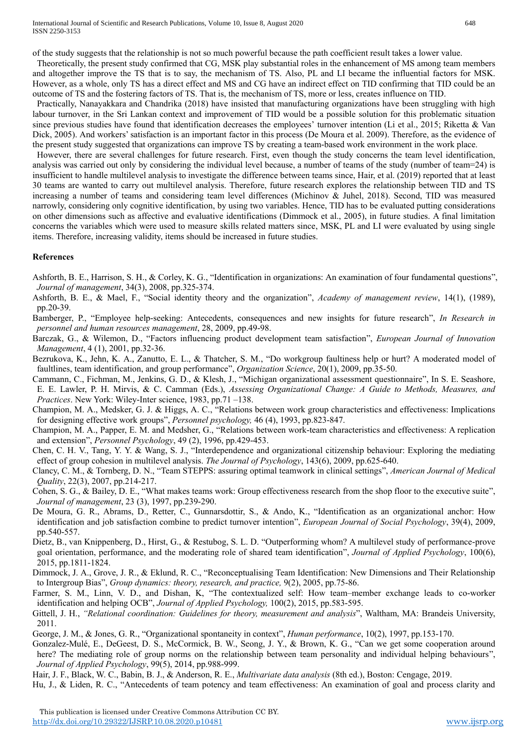of the study suggests that the relationship is not so much powerful because the path coefficient result takes a lower value.

Theoretically, the present study confirmed that CG, MSK play substantial roles in the enhancement of MS among team members and altogether improve the TS that is to say, the mechanism of TS. Also, PL and LI became the influential factors for MSK. However, as a whole, only TS has a direct effect and MS and CG have an indirect effect on TID confirming that TID could be an outcome of TS and the fostering factors of TS. That is, the mechanism of TS, more or less, creates influence on TID.

Practically, Nanayakkara and Chandrika (2018) have insisted that manufacturing organizations have been struggling with high labour turnover, in the Sri Lankan context and improvement of TID would be a possible solution for this problematic situation since previous studies have found that identification decreases the employees' turnover intention (Li et al., 2015; Riketta & Van Dick, 2005). And workers' satisfaction is an important factor in this process (De Moura et al. 2009). Therefore, as the evidence of the present study suggested that organizations can improve TS by creating a team-based work environment in the work place.

However, there are several challenges for future research. First, even though the study concerns the team level identification, analysis was carried out only by considering the individual level because, a number of teams of the study (number of team=24) is insufficient to handle multilevel analysis to investigate the difference between teams since, Hair, et al. (2019) reported that at least 30 teams are wanted to carry out multilevel analysis. Therefore, future research explores the relationship between TID and TS increasing a number of teams and considering team level differences (Michinov & Juhel, 2018). Second, TID was measured narrowly, considering only cognitive identification, by using two variables. Hence, TID has to be evaluated putting considerations on other dimensions such as affective and evaluative identifications (Dimmock et al., 2005), in future studies. A final limitation concerns the variables which were used to measure skills related matters since, MSK, PL and LI were evaluated by using single items. Therefore, increasing validity, items should be increased in future studies.

### References

Ashforth, B. E., Harrison, S. H., & Corley, K. G., "Identification in organizations: An examination of four fundamental questions", *Journal of management*, 34(3), 2008, pp.325-374.

Ashforth, B. E., & Mael, F., "Social identity theory and the organization", *Academy of management review*, 14(1), (1989), pp.20-39.

Bamberger, P., "Employee help-seeking: Antecedents, consequences and new insights for future research", *In Research in personnel and human resources management*, 28, 2009, pp.49-98.

Barczak, G., & Wilemon, D., "Factors influencing product development team satisfaction", *European Journal of Innovation Management*, 4 (1), 2001, pp.32-36.

Bezrukova, K., Jehn, K. A., Zanutto, E. L., & Thatcher, S. M., "Do workgroup faultiness help or hurt? A moderated model of faultlines, team identification, and group performance", *Organization Science*, 20(1), 2009, pp.35-50.

Cammann, C., Fichman, M., Jenkins, G. D., & Klesh, J., "Michigan organizational assessment questionnaire", In S. E. Seashore, E. E. Lawler, P. H. Mirvis, & C. Camman (Eds.), *Assessing Organizational Change: A Guide to Methods, Measures, and Practices*. New York: Wiley-Inter science, 1983, pp.71 –138.

Champion, M. A., Medsker, G. J. & Higgs, A. C., "Relations between work group characteristics and effectiveness: Implications for designing effective work groups", *Personnel psychology,* 46 (4), 1993, pp.823-847.

Champion, M. A., Papper, E. M. and Medsher, G., "Relations between work-team characteristics and effectiveness: A replication and extension", *Personnel Psychology*, 49 (2), 1996, pp.429-453.

Chen, C. H. V., Tang, Y. Y. & Wang, S. J., "Interdependence and organizational citizenship behaviour: Exploring the mediating effect of group cohesion in multilevel analysis. *The Journal of Psychology*, 143(6), 2009, pp.625-640.

Clancy, C. M., & Tornberg, D. N., "Team STEPPS: assuring optimal teamwork in clinical settings", *American Journal of Medical Quality*, 22(3), 2007, pp.214-217.

Cohen, S. G., & Bailey, D. E., "What makes teams work: Group effectiveness research from the shop floor to the executive suite", *Journal of management*, 23 (3), 1997, pp.239-290.

De Moura, G. R., Abrams, D., Retter, C., Gunnarsdottir, S., & Ando, K., "Identification as an organizational anchor: How identification and job satisfaction combine to predict turnover intention", *European Journal of Social Psychology*, 39(4), 2009, pp.540-557.

Dietz, B., van Knippenberg, D., Hirst, G., & Restubog, S. L. D. "Outperforming whom? A multilevel study of performance-prove goal orientation, performance, and the moderating role of shared team identification", *Journal of Applied Psychology*, 100(6), 2015, pp.1811-1824.

Dimmock, J. A., Grove, J. R., & Eklund, R. C., "Reconceptualising Team Identification: New Dimensions and Their Relationship to Intergroup Bias", *Group dynamics: theory, research, and practice,* 9(2), 2005, pp.75-86.

Farmer, S. M., Linn, V. D., and Dishan, K, "The contextualized self: How team–member exchange leads to co-worker identification and helping OCB", *Journal of Applied Psychology,* 100(2), 2015, pp.583-595.

Gittell, J. H., *"Relational coordination: Guidelines for theory, measurement and analysis*", Waltham, MA: Brandeis University, 2011.

George, J. M., & Jones, G. R., "Organizational spontaneity in context", *Human performance*, 10(2), 1997, pp.153-170.

Gonzalez-Mulé, E., DeGeest, D. S., McCormick, B. W., Seong, J. Y., & Brown, K. G., "Can we get some cooperation around here? The mediating role of group norms on the relationship between team personality and individual helping behaviours", *Journal of Applied Psychology*, 99(5), 2014, pp.988-999.

Hair, J. F., Black, W. C., Babin, B. J., & Anderson, R. E., *Multivariate data analysis* (8th ed.), Boston: Cengage, 2019.

Hu, J., & Liden, R. C., "Antecedents of team potency and team effectiveness: An examination of goal and process clarity and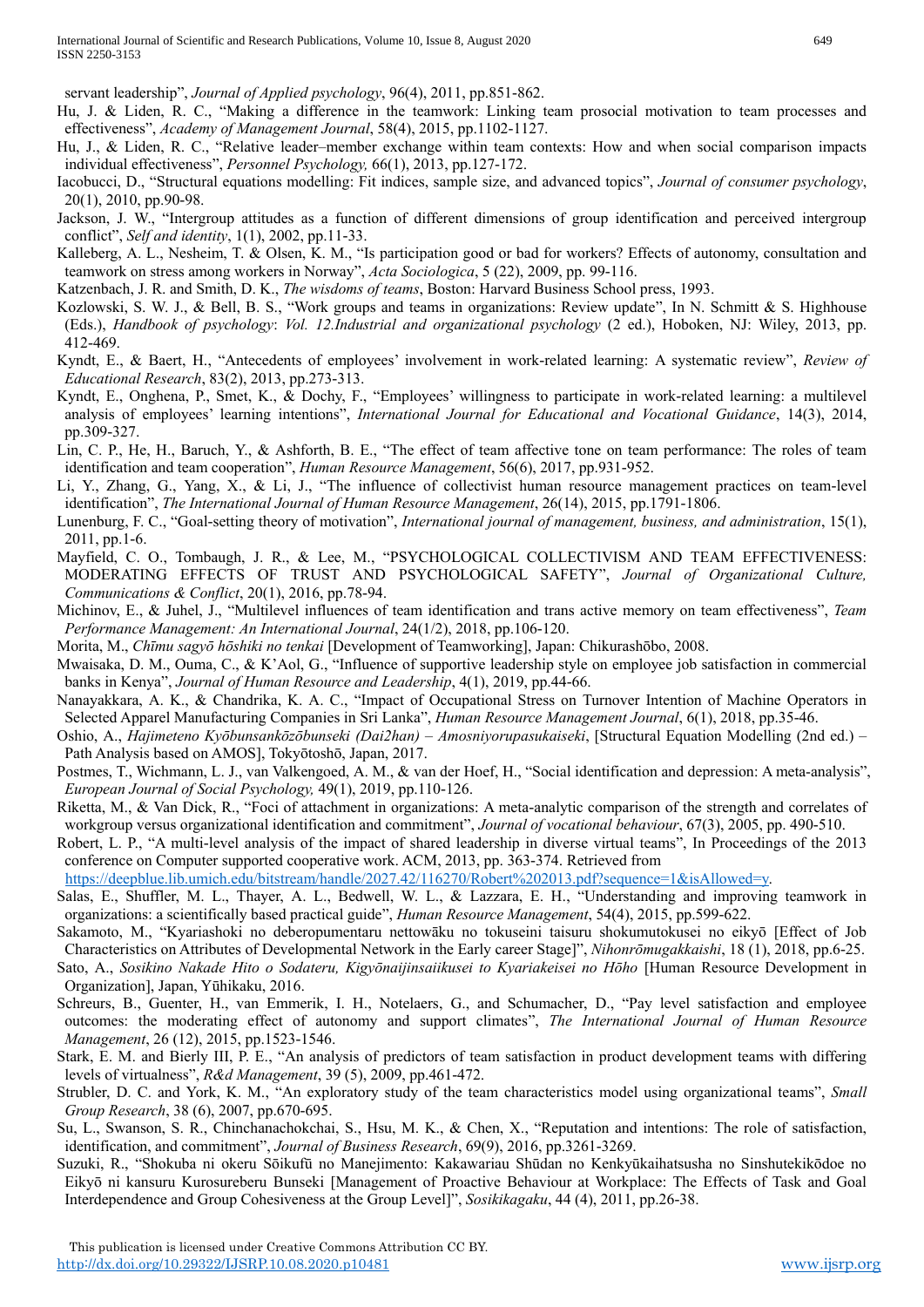servant leadership", *Journal of Applied psychology*, 96(4), 2011, pp.851-862.

Hu, J. & Liden, R. C., "Making a difference in the teamwork: Linking team prosocial motivation to team processes and effectiveness", *Academy of Management Journal*, 58(4), 2015, pp.1102-1127.

Hu, J., & Liden, R. C., "Relative leader–member exchange within team contexts: How and when social comparison impacts individual effectiveness", *Personnel Psychology,* 66(1), 2013, pp.127-172.

Iacobucci, D., "Structural equations modelling: Fit indices, sample size, and advanced topics", *Journal of consumer psychology*, 20(1), 2010, pp.90-98.

Jackson, J. W., "Intergroup attitudes as a function of different dimensions of group identification and perceived intergroup conflict", *Self and identity*, 1(1), 2002, pp.11-33.

Kalleberg, A. L., Nesheim, T. & Olsen, K. M., "Is participation good or bad for workers? Effects of autonomy, consultation and teamwork on stress among workers in Norway", *Acta Sociologica*, 5 (22), 2009, pp. 99-116.

Katzenbach, J. R. and Smith, D. K., *The wisdoms of teams*, Boston: Harvard Business School press, 1993.

Kozlowski, S. W. J., & Bell, B. S., "Work groups and teams in organizations: Review update", In N. Schmitt & S. Highhouse (Eds.), *Handbook of psychology*: *Vol. 12.Industrial and organizational psychology* (2 ed.), Hoboken, NJ: Wiley, 2013, pp. 412-469.

Kyndt, E., & Baert, H., "Antecedents of employees' involvement in work-related learning: A systematic review", *Review of Educational Research*, 83(2), 2013, pp.273-313.

Kyndt, E., Onghena, P., Smet, K., & Dochy, F., "Employees' willingness to participate in work-related learning: a multilevel analysis of employees' learning intentions", *International Journal for Educational and Vocational Guidance*, 14(3), 2014, pp.309-327.

Lin, C. P., He, H., Baruch, Y., & Ashforth, B. E., "The effect of team affective tone on team performance: The roles of team identification and team cooperation", *Human Resource Management*, 56(6), 2017, pp.931-952.

Li, Y., Zhang, G., Yang, X., & Li, J., "The influence of collectivist human resource management practices on team-level identification", *The International Journal of Human Resource Management*, 26(14), 2015, pp.1791-1806.

Lunenburg, F. C., "Goal-setting theory of motivation", *International journal of management, business, and administration*, 15(1), 2011, pp.1-6.

Mayfield, C. O., Tombaugh, J. R., & Lee, M., "PSYCHOLOGICAL COLLECTIVISM AND TEAM EFFECTIVENESS: MODERATING EFFECTS OF TRUST AND PSYCHOLOGICAL SAFETY", *Journal of Organizational Culture, Communications & Conflict*, 20(1), 2016, pp.78-94.

Michinov, E., & Juhel, J., "Multilevel influences of team identification and trans active memory on team effectiveness", *Team Performance Management: An International Journal*, 24(1/2), 2018, pp.106-120.

Morita, M., *Chīmu sagyō hōshiki no tenkai* [Development of Teamworking], Japan: Chikurashōbo, 2008.

Mwaisaka, D. M., Ouma, C., & K'Aol, G., "Influence of supportive leadership style on employee job satisfaction in commercial banks in Kenya", *Journal of Human Resource and Leadership*, 4(1), 2019, pp.44-66.

Nanayakkara, A. K., & Chandrika, K. A. C., "Impact of Occupational Stress on Turnover Intention of Machine Operators in Selected Apparel Manufacturing Companies in Sri Lanka", *Human Resource Management Journal*, 6(1), 2018, pp.35-46.

Oshio, A., *Hajimeteno Kyōbunsankōzōbunseki (Dai2han) – Amosniyorupasukaiseki*, [Structural Equation Modelling (2nd ed.) – Path Analysis based on AMOS], Tokyōtoshō, Japan, 2017.

Postmes, T., Wichmann, L. J., van Valkengoed, A. M., & van der Hoef, H., "Social identification and depression: A meta-analysis", *European Journal of Social Psychology,* 49(1), 2019, pp.110-126.

Riketta, M., & Van Dick, R., "Foci of attachment in organizations: A meta-analytic comparison of the strength and correlates of workgroup versus organizational identification and commitment", *Journal of vocational behaviour*, 67(3), 2005, pp. 490-510.

Robert, L. P., "A multi-level analysis of the impact of shared leadership in diverse virtual teams", In Proceedings of the 2013 conference on Computer supported cooperative work. ACM, 2013, pp. 363-374. Retrieved from https://deepblue.lib.umich.edu/bitstream/handle/2027.42/116270/Robert%202013.pdf?sequence=1&isAllowed=y.

Salas, E., Shuffler, M. L., Thayer, A. L., Bedwell, W. L., & Lazzara, E. H., "Understanding and improving teamwork in organizations: a scientifically based practical guide", *Human Resource Management*, 54(4), 2015, pp.599-622.

Sakamoto, M., "Kyariashoki no deberopumentaru nettowāku no tokuseini taisuru shokumutokusei no eikyō [Effect of Job Characteristics on Attributes of Developmental Network in the Early career Stage]", *Nihonrōmugakkaishi*, 18 (1), 2018, pp.6-25.

Sato, A., *Sosikino Nakade Hito o Sodateru, Kigyōnaijinsaiikusei to Kyariakeisei no Hōho* [Human Resource Development in Organization], Japan, Yūhikaku, 2016.

Schreurs, B., Guenter, H., van Emmerik, I. H., Notelaers, G., and Schumacher, D., "Pay level satisfaction and employee outcomes: the moderating effect of autonomy and support climates", *The International Journal of Human Resource Management*, 26 (12), 2015, pp.1523-1546.

Stark, E. M. and Bierly III, P. E., "An analysis of predictors of team satisfaction in product development teams with differing levels of virtualness", *R&d Management*, 39 (5), 2009, pp.461-472.

Strubler, D. C. and York, K. M., "An exploratory study of the team characteristics model using organizational teams", *Small Group Research*, 38 (6), 2007, pp.670-695.

Su, L., Swanson, S. R., Chinchanachokchai, S., Hsu, M. K., & Chen, X., "Reputation and intentions: The role of satisfaction, identification, and commitment", *Journal of Business Research*, 69(9), 2016, pp.3261-3269.

Suzuki, R., "Shokuba ni okeru Sōikufū no Manejimento: Kakawariau Shūdan no Kenkyūkaihatsusha no Sinshutekikōdoe no Eikyō ni kansuru Kurosureberu Bunseki [Management of Proactive Behaviour at Workplace: The Effects of Task and Goal Interdependence and Group Cohesiveness at the Group Level]", *Sosikikagaku*, 44 (4), 2011, pp.26-38.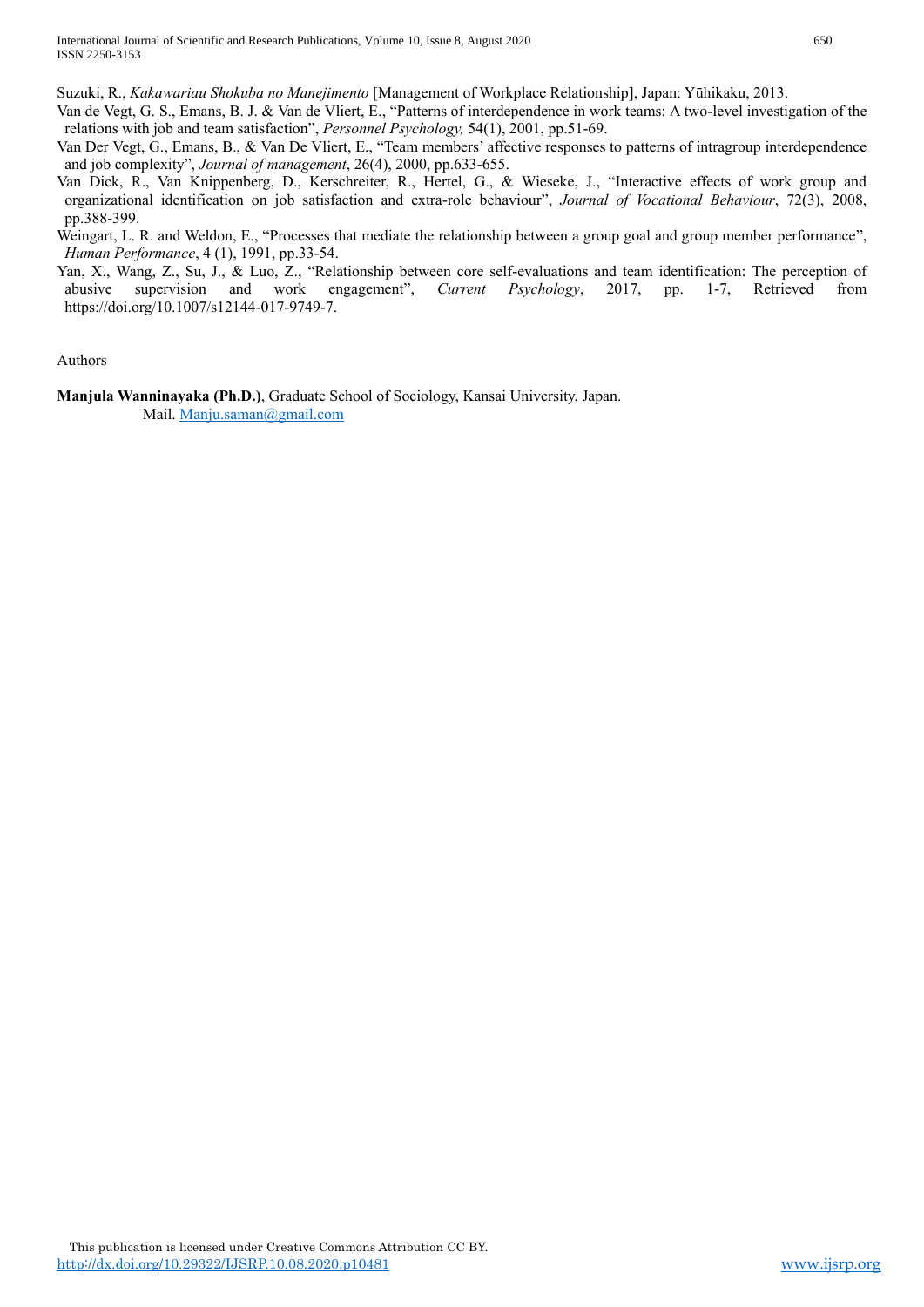Suzuki, R., *Kakawariau Shokuba no Manejimento* [Management of Workplace Relationship], Japan: Yūhikaku, 2013.

Van de Vegt, G. S., Emans, B. J. & Van de Vliert, E., "Patterns of interdependence in work teams: A two-level investigation of the relations with job and team satisfaction", *Personnel Psychology,* 54(1), 2001, pp.51-69.

Van Der Vegt, G., Emans, B., & Van De Vliert, E., "Team members' affective responses to patterns of intragroup interdependence and job complexity", *Journal of management*, 26(4), 2000, pp.633-655.

Van Dick, R., Van Knippenberg, D., Kerschreiter, R., Hertel, G., & Wieseke, J., "Interactive effects of work group and organizational identification on job satisfaction and extra-role behaviour", *Journal of Vocational Behaviour*, 72(3), 2008, pp.388-399.

Weingart, L. R. and Weldon, E., "Processes that mediate the relationship between a group goal and group member performance", *Human Performance*, 4 (1), 1991, pp.33-54.

Yan, X., Wang, Z., Su, J., & Luo, Z., "Relationship between core self-evaluations and team identification: The perception of abusive supervision and work engagement", *Current Psychology*, 2017, pp. 1-7, Retrieved from https://doi.org/10.1007/s12144-017-9749-7.

Authors

**Manjula Wanninayaka (Ph.D.)**, Graduate School of Sociology, Kansai University, Japan.
Mail. Manju.saman@gmail.com